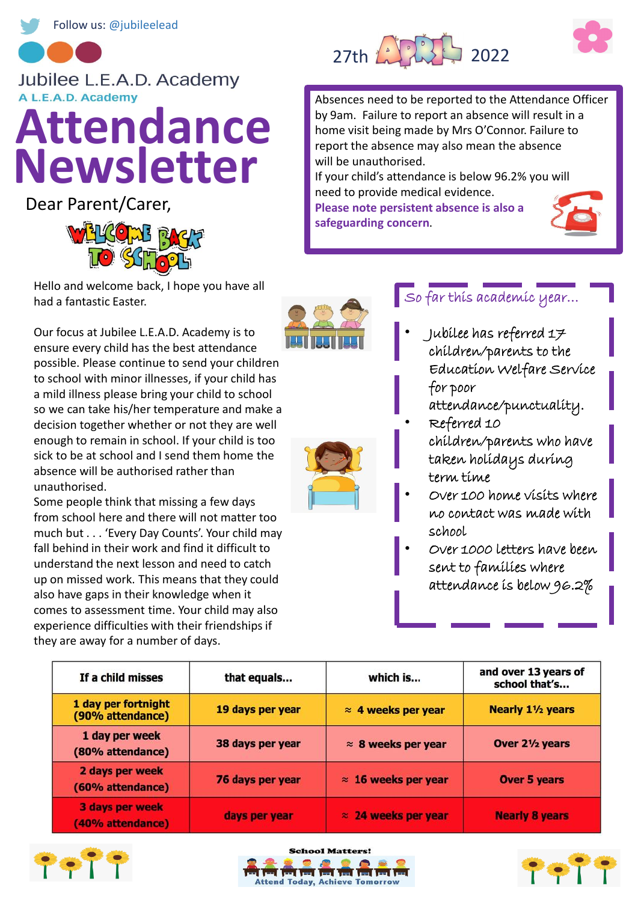Follow us: @jubileelead

Jubilee L.E.A.D. Academy

A L.E.A.D. Academy

# Attendance Newsletter

27th April 2022

Absences need to be reported to the Attendance Officer by 9am. Failure to report an absence will result in a home visit being made by Mrs O'Connor. Failure to report the absence may also mean the absence will be unauthorised.
If your child's attendance is below 96.2% you will need to provide medical evidence.
**Please note persistent absence is also a safeguarding concern.**

Dear Parent/Carer,

WELCOME BACK TO SCHOOL

Hello and welcome back, I hope you have all had a fantastic Easter.

Our focus at Jubilee L.E.A.D. Academy is to ensure every child has the best attendance possible. Please continue to send your children to school with minor illnesses, if your child has a mild illness please bring your child to school so we can take his/her temperature and make a decision together whether or not they are well enough to remain in school. If your child is too sick to be at school and I send them home the absence will be authorised rather than unauthorised.
Some people think that missing a few days from school here and there will not matter too much but . . . 'Every Day Counts'. Your child may fall behind in their work and find it difficult to understand the next lesson and need to catch up on missed work. This means that they could also have gaps in their knowledge when it comes to assessment time. Your child may also experience difficulties with their friendships if they are away for a number of days.

## So far this academic year...

- Jubilee has referred 17 children/parents to the Education Welfare Service for poor attendance/punctuality.
- Referred 10 children/parents who have taken holidays during term time
- Over 100 home visits where no contact was made with school
- Over 1000 letters have been sent to families where attendance is below 96.2%

| If a child misses | that equals... | which is... | and over 13 years of school that's... |
|---|---|---|---|
| 1 day per fortnight (90% attendance) | 19 days per year | ≈ 4 weeks per year | Nearly 1½ years |
| 1 day per week (80% attendance) | 38 days per year | ≈ 8 weeks per year | Over 2½ years |
| 2 days per week (60% attendance) | 76 days per year | ≈ 16 weeks per year | Over 5 years |
| 3 days per week (40% attendance) | days per year | ≈ 24 weeks per year | Nearly 8 years |

School Matters!

Attend Today, Achieve Tomorrow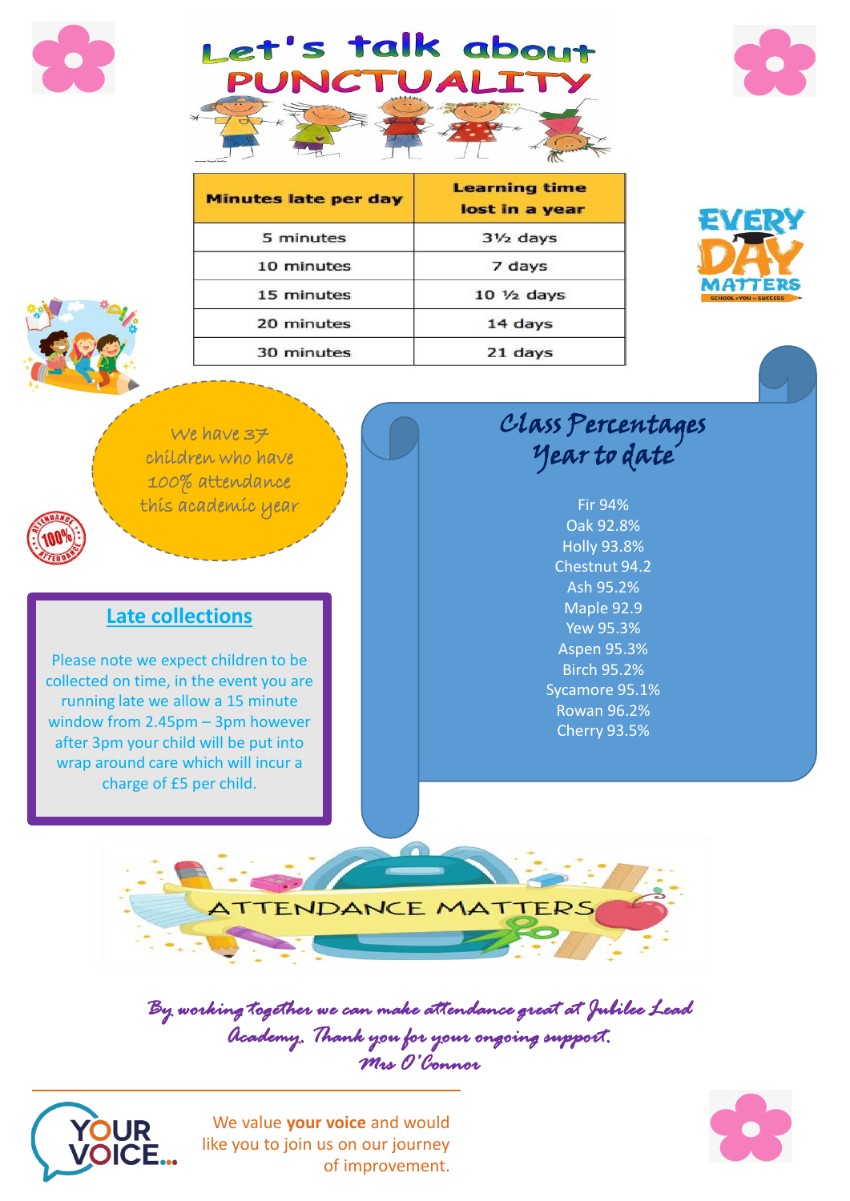# Let's talk about PUNCTUALITY

| Minutes late per day | Learning time lost in a year |
|---|---|
| 5 minutes | 3½ days |
| 10 minutes | 7 days |
| 15 minutes | 10 ½ days |
| 20 minutes | 14 days |
| 30 minutes | 21 days |

EVERY DAY MATTERS

SCHOOL + YOU = SUCCESS

We have 37 children who have 100% attendance this academic year

## Late collections

Please note we expect children to be collected on time, in the event you are running late we allow a 15 minute window from 2.45pm – 3pm however after 3pm your child will be put into wrap around care which will incur a charge of £5 per child.

## Class Percentages Year to date

Fir 94%
Oak 92.8%
Holly 93.8%
Chestnut 94.2
Ash 95.2%
Maple 92.9
Yew 95.3%
Aspen 95.3%
Birch 95.2%
Sycamore 95.1%
Rowan 96.2%
Cherry 93.5%

ATTENDANCE MATTERS

*By working together we can make attendance great at Jubilee Lead Academy. Thank you for your ongoing support.*
*Mrs O'Connor*

YOUR VOICE...

We value **your voice** and would like you to join us on our journey of improvement.